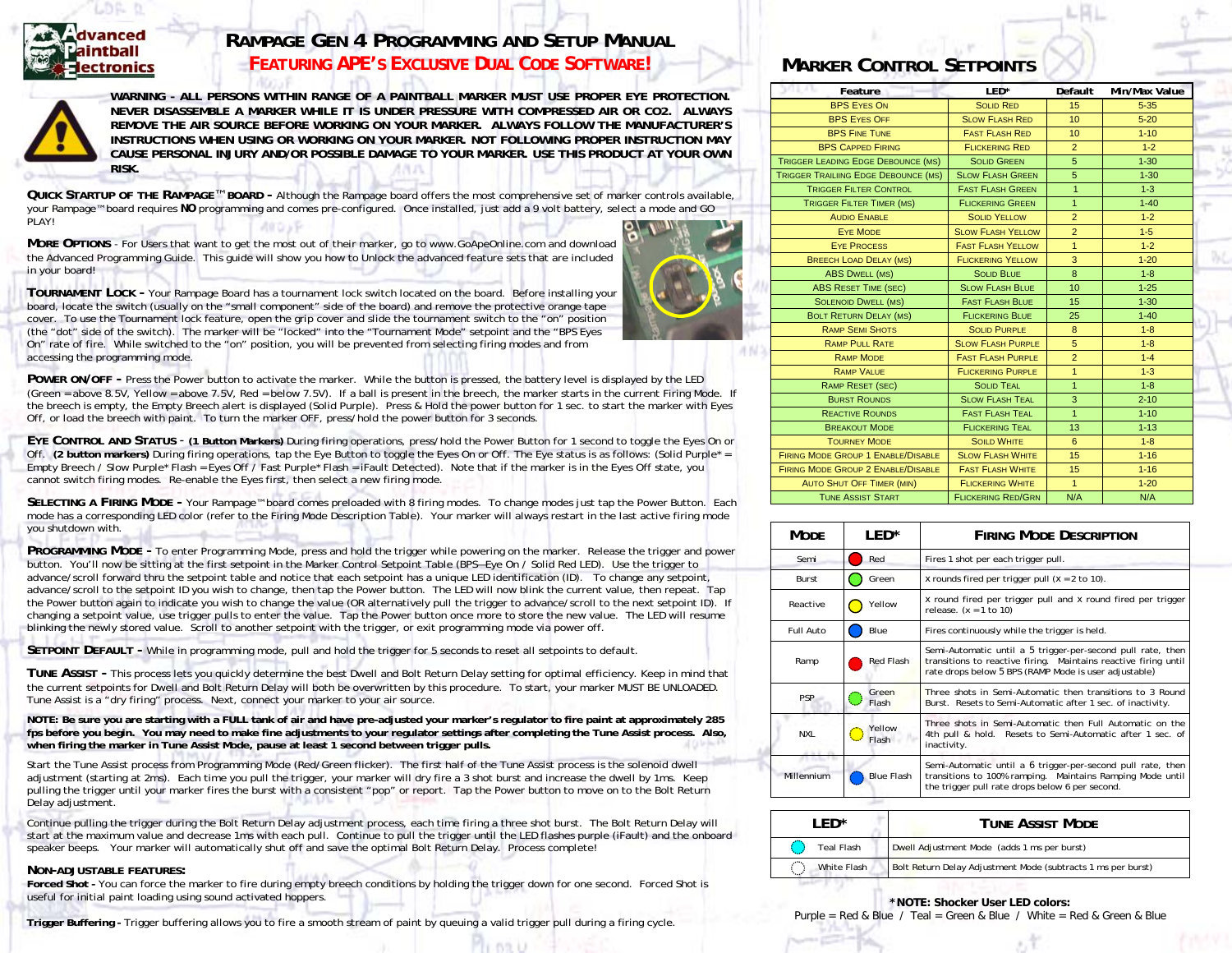# Rampage Gen 4 Programming and Setup Manual

## Featuring APE's Exclusive Dual Code Software!

Advanced Paintball Electronics

**WARNING - ALL PERSONS WITHIN RANGE OF A PAINTBALL MARKER MUST USE PROPER EYE PROTECTION. NEVER DISASSEMBLE A MARKER WHILE IT IS UNDER PRESSURE WITH COMPRESSED AIR OR CO2. ALWAYS REMOVE THE AIR SOURCE BEFORE WORKING ON YOUR MARKER. ALWAYS FOLLOW THE MANUFACTURER'S INSTRUCTIONS WHEN USING OR WORKING ON YOUR MARKER. NOT FOLLOWING PROPER INSTRUCTION MAY CAUSE PERSONAL INJURY AND/OR POSSIBLE DAMAGE TO YOUR MARKER. USE THIS PRODUCT AT YOUR OWN RISK.**

**Quick Startup of the Rampage™ Board -** Although the Rampage board offers the most comprehensive set of marker controls available, your Rampage™ board requires **NO** programming and comes pre-configured. Once installed, just add a 9 volt battery, select a mode and GO PLAY!

**More Options** - For Users that want to get the most out of their marker, go to www.GoApeOnline.com and download the Advanced Programming Guide. This guide will show you how to Unlock the advanced feature sets that are included in your board!

**Tournament Lock -** Your Rampage Board has a tournament lock switch located on the board. Before installing your board, locate the switch (usually on the "small component" side of the board) and remove the protective orange tape cover. To use the Tournament lock feature, open the grip cover and slide the tournament switch to the "on" position (the "dot" side of the switch). The marker will be "locked" into the "Tournament Mode" setpoint and the "BPS Eyes On" rate of fire. While switched to the "on" position, you will be prevented from selecting firing modes and from accessing the programming mode.

**Power On/Off -** Press the Power button to activate the marker. While the button is pressed, the battery level is displayed by the LED (Green = above 8.5V, Yellow = above 7.5V, Red = below 7.5V). If a ball is present in the breech, the marker starts in the current Firing Mode. If the breech is empty, the Empty Breech alert is displayed (Solid Purple). Press & Hold the power button for 1 sec. to start the marker with Eyes Off, or load the breech with paint. To turn the marker OFF, press/hold the power button for 3 seconds.

**Eye Control and Status** - **(1 Button Markers)** During firing operations, press/hold the Power Button for 1 second to toggle the Eyes On or Off. **(2 button markers)** During firing operations, tap the Eye Button to toggle the Eyes On or Off. The Eye status is as follows: (Solid Purple* = Empty Breech / Slow Purple* Flash = Eyes Off / Fast Purple* Flash = iFault Detected). Note that if the marker is in the Eyes Off state, you cannot switch firing modes. Re-enable the Eyes first, then select a new firing mode.

**Selecting a Firing Mode -** Your Rampage™ board comes preloaded with 8 firing modes. To change modes just tap the Power Button. Each mode has a corresponding LED color (refer to the Firing Mode Description Table). Your marker will always restart in the last active firing mode you shutdown with.

**Programming Mode -** To enter Programming Mode, press and hold the trigger while powering on the marker. Release the trigger and power button. You'll now be sitting at the first setpoint in the Marker Control Setpoint Table (BPS Eye On / Solid Red LED). Use the trigger to advance/scroll forward thru the setpoint table and notice that each setpoint has a unique LED identification (ID). To change any setpoint, advance/scroll to the setpoint ID you wish to change, then tap the Power button. The LED will now blink the current value, then repeat. Tap the Power button again to indicate you wish to change the value (OR alternatively pull the trigger to advance/scroll to the next setpoint ID). If changing a setpoint value, use trigger pulls to enter the value. Tap the Power button once more to store the new value. The LED will resume blinking the newly stored value. Scroll to another setpoint with the trigger, or exit programming mode via power off.

**Setpoint Default -** While in programming mode, pull and hold the trigger for 5 seconds to reset all setpoints to default.

**Tune Assist -** This process lets you quickly determine the best Dwell and Bolt Return Delay setting for optimal efficiency. Keep in mind that the current setpoints for Dwell and Bolt Return Delay will both be overwritten by this procedure. To start, your marker MUST BE UNLOADED. Tune Assist is a "dry firing" process. Next, connect your marker to your air source.

**NOTE: Be sure you are starting with a FULL tank of air and have pre-adjusted your marker's regulator to fire paint at approximately 285 fps before you begin. You may need to make fine adjustments to your regulator settings after completing the Tune Assist process. Also, when firing the marker in Tune Assist Mode, pause at least 1 second between trigger pulls.**

Start the Tune Assist process from Programming Mode (Red/Green flicker). The first half of the Tune Assist process is the solenoid dwell adjustment (starting at 2ms). Each time you pull the trigger, your marker will dry fire a 3 shot burst and increase the dwell by 1ms. Keep pulling the trigger until your marker fires the burst with a consistent "pop" or report. Tap the Power button to move on to the Bolt Return Delay adjustment.

Continue pulling the trigger during the Bolt Return Delay adjustment process, each time firing a three shot burst. The Bolt Return Delay will start at the maximum value and decrease 1ms with each pull. Continue to pull the trigger until the LED flashes purple (iFault) and the onboard speaker beeps. Your marker will automatically shut off and save the optimal Bolt Return Delay. Process complete!

**Non-Adjustable Features:**

**Forced Shot -** You can force the marker to fire during empty breech conditions by holding the trigger down for one second. Forced Shot is useful for initial paint loading using sound activated hoppers.

**Trigger Buffering -** Trigger buffering allows you to fire a smooth stream of paint by queuing a valid trigger pull during a firing cycle.

## Marker Control Setpoints

| Feature | LED* | Default | Min/Max Value |
|---|---|---|---|
| BPS Eyes On | Solid Red | 15 | 5-35 |
| BPS Eyes Off | Slow Flash Red | 10 | 5-20 |
| BPS Fine Tune | Fast Flash Red | 10 | 1-10 |
| BPS Capped Firing | Flickering Red | 2 | 1-2 |
| Trigger Leading Edge Debounce (ms) | Solid Green | 5 | 1-30 |
| Trigger Trailing Edge Debounce (ms) | Slow Flash Green | 5 | 1-30 |
| Trigger Filter Control | Fast Flash Green | 1 | 1-3 |
| Trigger Filter Timer (ms) | Flickering Green | 1 | 1-40 |
| Audio Enable | Solid Yellow | 2 | 1-2 |
| Eye Mode | Slow Flash Yellow | 2 | 1-5 |
| Eye Process | Fast Flash Yellow | 1 | 1-2 |
| Breech Load Delay (ms) | Flickering Yellow | 3 | 1-20 |
| ABS Dwell (ms) | Solid Blue | 8 | 1-8 |
| ABS Reset Time (sec) | Slow Flash Blue | 10 | 1-25 |
| Solenoid Dwell (ms) | Fast Flash Blue | 15 | 1-30 |
| Bolt Return Delay (ms) | Flickering Blue | 25 | 1-40 |
| Ramp Semi Shots | Solid Purple | 8 | 1-8 |
| Ramp Pull Rate | Slow Flash Purple | 5 | 1-8 |
| Ramp Mode | Fast Flash Purple | 2 | 1-4 |
| Ramp Value | Flickering Purple | 1 | 1-3 |
| Ramp Reset (sec) | Solid Teal | 1 | 1-8 |
| Burst Rounds | Slow Flash Teal | 3 | 2-10 |
| Reactive Rounds | Fast Flash Teal | 1 | 1-10 |
| Breakout Mode | Flickering Teal | 13 | 1-13 |
| Tourney Mode | Solid White | 6 | 1-8 |
| Firing Mode Group 1 Enable/Disable | Slow Flash White | 15 | 1-16 |
| Firing Mode Group 2 Enable/Disable | Fast Flash White | 15 | 1-16 |
| Auto Shut Off Timer (min) | Flickering White | 1 | 1-20 |
| Tune Assist Start | Flickering Red/Grn | N/A | N/A |

| Mode | LED* | Firing Mode Description |
|---|---|---|
| Semi | Red | Fires 1 shot per each trigger pull. |
| Burst | Green | X rounds fired per trigger pull (X = 2 to 10). |
| Reactive | Yellow | X round fired per trigger pull and X round fired per trigger release. (x = 1 to 10) |
| Full Auto | Blue | Fires continuously while the trigger is held. |
| Ramp | Red Flash | Semi-Automatic until a 5 trigger-per-second pull rate, then transitions to reactive firing. Maintains reactive firing until rate drops below 5 BPS (RAMP Mode is user adjustable) |
| PSP | Green Flash | Three shots in Semi-Automatic then transitions to 3 Round Burst. Resets to Semi-Automatic after 1 sec. of inactivity. |
| NXL | Yellow Flash | Three shots in Semi-Automatic then Full Automatic on the 4th pull & hold. Resets to Semi-Automatic after 1 sec. of inactivity. |
| Millennium | Blue Flash | Semi-Automatic until a 6 trigger-per-second pull rate, then transitions to 100% ramping. Maintains Ramping Mode until the trigger pull rate drops below 6 per second. |

| LED* | Tune Assist Mode |
|---|---|
| Teal Flash | Dwell Adjustment Mode (adds 1 ms per burst) |
| White Flash | Bolt Return Delay Adjustment Mode (subtracts 1 ms per burst) |

***NOTE: Shocker User LED colors:**
Purple = Red & Blue / Teal = Green & Blue / White = Red & Green & Blue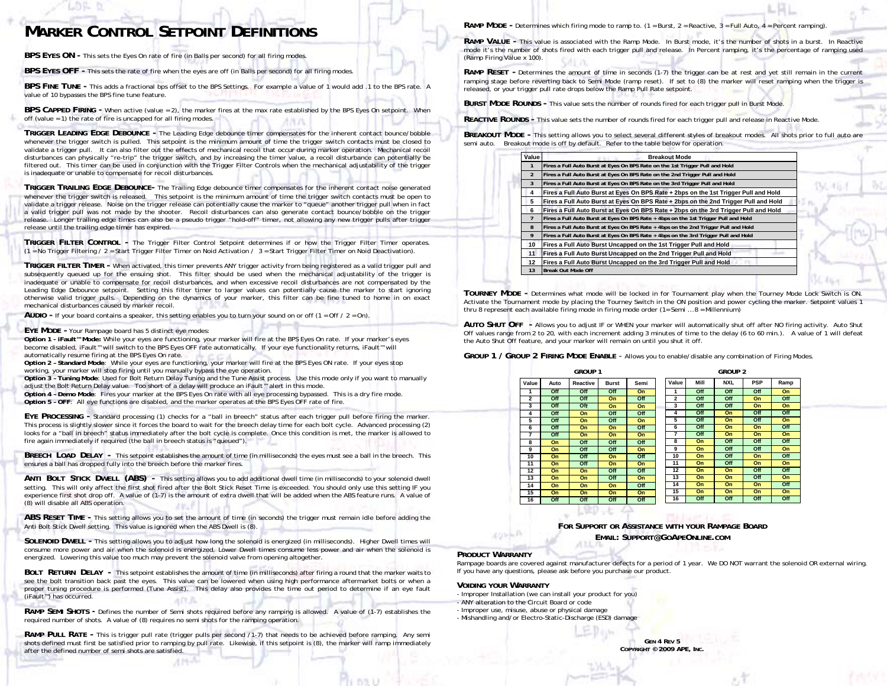# Marker Control Setpoint Definitions

**BPS Eyes On -** This sets the Eyes On rate of fire (in Balls per second) for all firing modes.

**BPS Eyes OFF -** This sets the rate of fire when the eyes are off (in Balls per second) for all firing modes.

**BPS Fine Tune -** This adds a fractional bps offset to the BPS Settings. For example a value of 1 would add .1 to the BPS rate. A value of 10 bypasses the BPS fine tune feature.

**BPS Capped Firing -** When active (value = 2), the marker fires at the max rate established by the BPS Eyes On setpoint. When off (value = 1) the rate of fire is uncapped for all firing modes.

**Trigger Leading Edge Debounce -** The Leading Edge debounce timer compensates for the inherent contact bounce/bobble whenever the trigger switch is pulled. This setpoint is the minimum amount of time the trigger switch contacts must be closed to validate a trigger pull. It can also filter out the effects of mechanical recoil that occur during marker operation. Mechanical recoil disturbances can physically "re-trip" the trigger switch, and by increasing the timer value, a recoil disturbance can potentially be filtered out. This timer can be used in conjunction with the Trigger Filter Controls when the mechanical adjustability of the trigger is inadequate or unable to compensate for recoil disturbances.

**Trigger Trailing Edge Debounce-** The Trailing Edge debounce timer compensates for the inherent contact noise generated whenever the trigger switch is released. This setpoint is the minimum amount of time the trigger switch contacts must be open to validate a trigger release. Noise on the trigger release can potentially cause the marker to "queue" another trigger pull when in fact a valid trigger pull was not made by the shooter. Recoil disturbances can also generate contact bounce/bobble on the trigger release. Longer trailing edge times can also be a pseudo trigger "hold-off" timer, not allowing any new trigger pulls after trigger release until the trailing edge timer has expired.

**Trigger Filter Control -** The Trigger Filter Control Setpoint determines if or how the Trigger Filter Timer operates. (1 = No Trigger Filtering / 2 = Start Trigger Filter Timer on Noid Activation / 3 = Start Trigger Filter Timer on Noid Deactivation).

**Trigger filter Timer -** When activated, this timer prevents ANY trigger activity from being registered as a valid trigger pull and subsequently queued up for the ensuing shot. This filter should be used when the mechanical adjustability of the trigger is inadequate or unable to compensate for recoil disturbances, and when excessive recoil disturbances are not compensated by the Leading Edge Debounce setpoint. Setting this filter timer to larger values can potentially cause the marker to start ignoring otherwise valid trigger pulls. Depending on the dynamics of your marker, this filter can be fine tuned to home in on exact mechanical disturbances caused by marker recoil.

**Audio -** If your board contains a speaker, this setting enables you to turn your sound on or off (1 = Off / 2 = On).

**Eye Mode -** Your Rampage board has 5 distinct eye modes:
**Option 1 - iFault™ Mode:** While your eyes are functioning, your marker will fire at the BPS Eyes On rate. If your marker's eyes become disabled, iFault™ will switch to the BPS Eyes OFF rate automatically. If your eye functionality returns, iFault™ will automatically resume firing at the BPS Eyes On rate.
**Option 2 – Standard Mode**: While your eyes are functioning, your marker will fire at the BPS Eyes ON rate. If your eyes stop working, your marker will stop firing until you manually bypass the eye operation.
**Option 3 – Tuning Mode**: Used for Bolt Return Delay Tuning and the Tune Assist process. Use this mode only if you want to manually adjust the Bolt Return Delay value. Too short of a delay will produce an iFault™ alert in this mode.
**Option 4 – Demo Mode**: Fires your marker at the BPS Eyes On rate with all eye processing bypassed. This is a dry fire mode.
**Option 5 – OFF**: All eye functions are disabled, and the marker operates at the BPS Eyes OFF rate of fire.

**Eye Processing -** Standard processing (1) checks for a "ball in breech" status after each trigger pull before firing the marker. This process is slightly slower since it forces the board to wait for the breech delay time for each bolt cycle. Advanced processing (2) looks for a "ball in breech" status immediately after the bolt cycle is complete. Once this condition is met, the marker is allowed to fire again immediately if required (the ball in breech status is "queued").

**Breech Load Delay -** This setpoint establishes the amount of time (in milliseconds) the eyes must see a ball in the breech. This ensures a ball has dropped fully into the breech before the marker fires.

**Anti Bolt Stick Dwell (ABS) -** This setting allows you to add additional dwell time (in milliseconds) to your solenoid dwell setting. This will only affect the first shot fired after the Bolt Stick Reset Time is exceeded. You should only use this setting IF you experience first shot drop off. A value of (1-7) is the amount of extra dwell that will be added when the ABS feature runs. A value of (8) will disable all ABS operation.

**ABS Reset Time -** This setting allows you to set the amount of time (in seconds) the trigger must remain idle before adding the Anti Bolt Stick Dwell setting. This value is ignored when the ABS Dwell is (8).

**Solenoid Dwell -** This setting allows you to adjust how long the solenoid is energized (in milliseconds). Higher Dwell times will consume more power and air when the solenoid is energized. Lower Dwell times consume less power and air when the solenoid is energized. Lowering this value too much may prevent the solenoid valve from opening altogether.

**Bolt Return Delay -** This setpoint establishes the amount of time (in milliseconds) after firing a round that the marker waits to see the bolt transition back past the eyes. This value can be lowered when using high performance aftermarket bolts or when a proper tuning procedure is performed (Tune Assist). This delay also provides the time out period to determine if an eye fault (iFault™) has occurred.

**Ramp Semi Shots -** Defines the number of Semi shots required before any ramping is allowed. A value of (1-7) establishes the required number of shots. A value of (8) requires no semi shots for the ramping operation.

**Ramp Pull Rate -** This is trigger pull rate (trigger pulls per second /1-7) that needs to be achieved before ramping. Any semi shots defined must first be satisfied prior to ramping by pull rate. Likewise, if this setpoint is (8), the marker will ramp immediately after the defined number of semi shots are satisfied.

**Ramp Mode -** Determines which firing mode to ramp to. (1 = Burst, 2 = Reactive, 3 = Full Auto, 4 = Percent ramping).

**Ramp Value -** This value is associated with the Ramp Mode. In Burst mode, it's the number of shots in a burst. In Reactive mode it's the number of shots fired with each trigger pull and release. In Percent ramping, it's the percentage of ramping used (Ramp Firing Value x 100).

**Ramp Reset -** Determines the amount of time in seconds (1-7) the trigger can be at rest and yet still remain in the current ramping stage before reverting back to Semi Mode (ramp reset). If set to (8) the marker will reset ramping when the trigger is released, or your trigger pull rate drops below the Ramp Pull Rate setpoint.

**Burst Mode Rounds -** This value sets the number of rounds fired for each trigger pull in Burst Mode.

**Reactive Rounds -** This value sets the number of rounds fired for each trigger pull and release in Reactive Mode.

**Breakout Mode -** This setting allows you to select several different styles of breakout modes. All shots prior to full auto are semi auto. Breakout mode is off by default. Refer to the table below for operation.

| Value | Breakout Mode |
|---|---|
| 1 | Fires a Full Auto Burst at Eyes On BPS Rate on the 1st Trigger Pull and Hold |
| 2 | Fires a Full Auto Burst at Eyes On BPS Rate on the 2nd Trigger Pull and Hold |
| 3 | Fires a Full Auto Burst at Eyes On BPS Rate on the 3rd Trigger Pull and Hold |
| 4 | Fires a Full Auto Burst at Eyes On BPS Rate + 2bps on the 1st Trigger Pull and Hold |
| 5 | Fires a Full Auto Burst at Eyes On BPS Rate + 2bps on the 2nd Trigger Pull and Hold |
| 6 | Fires a Full Auto Burst at Eyes On BPS Rate + 2bps on the 3rd Trigger Pull and Hold |
| 7 | Fires a Full Auto Burst at Eyes On BPS Rate + 4bps on the 1st Trigger Pull and Hold |
| 8 | Fires a Full Auto Burst at Eyes On BPS Rate + 4bps on the 2nd Trigger Pull and Hold |
| 9 | Fires a Full Auto Burst at Eyes On BPS Rate + 4bps on the 3rd Trigger Pull and Hold |
| 10 | Fires a Full Auto Burst Uncapped on the 1st Trigger Pull and Hold |
| 11 | Fires a Full Auto Burst Uncapped on the 2nd Trigger Pull and Hold |
| 12 | Fires a Full Auto Burst Uncapped on the 3rd Trigger Pull and Hold |
| 13 | Break Out Mode Off |

**Tourney Mode -** Determines what mode will be locked in for Tournament play when the Tourney Mode Lock Switch is ON. Activate the Tournament mode by placing the Tourney Switch in the ON position and power cycling the marker. Setpoint values 1 thru 8 represent each available firing mode in firing mode order (1=Semi ... 8 = Millennium)

**Auto Shut Off -** Allows you to adjust IF or WHEN your marker will automatically shut off after NO firing activity. Auto Shut Off values range from 2 to 20, with each increment adding 3 minutes of time to the delay (6 to 60 min.). A value of 1 will defeat the Auto Shut Off feature, and your marker will remain on until you shut it off.

**Group 1 / Group 2 Firing Mode Enable -** Allows you to enable/disable any combination of Firing Modes.

**GROUP 1**

| Value | Auto | Reactive | Burst | Semi |
|---|---|---|---|---|
| 1 | Off | Off | Off | On |
| 2 | Off | Off | On | Off |
| 3 | Off | Off | On | On |
| 4 | Off | On | Off | Off |
| 5 | Off | On | Off | On |
| 6 | Off | On | On | Off |
| 7 | Off | On | On | On |
| 8 | On | Off | Off | Off |
| 9 | On | Off | Off | On |
| 10 | On | Off | On | Off |
| 11 | On | Off | On | On |
| 12 | On | On | Off | Off |
| 13 | On | On | Off | On |
| 14 | On | On | On | Off |
| 15 | On | On | On | On |
| 16 | Off | Off | Off | Off |

**GROUP 2**

| Value | Mill | NXL | PSP | Ramp |
|---|---|---|---|---|
| 1 | Off | Off | Off | On |
| 2 | Off | Off | On | Off |
| 3 | Off | Off | On | On |
| 4 | Off | On | Off | Off |
| 5 | Off | On | Off | On |
| 6 | Off | On | On | Off |
| 7 | Off | On | On | On |
| 8 | On | Off | Off | Off |
| 9 | On | Off | Off | On |
| 10 | On | Off | On | Off |
| 11 | On | Off | On | On |
| 12 | On | On | Off | Off |
| 13 | On | On | Off | On |
| 14 | On | On | On | Off |
| 15 | On | On | On | On |
| 16 | Off | Off | Off | Off |

**For Support or Assistance with your Rampage Board**
**Email: Support@GoApeOnline.com**

### Product Warranty

Rampage boards are covered against manufacturer defects for a period of 1 year. We DO NOT warrant the solenoid OR external wiring. If you have any questions, please ask before you purchase our product.

### Voiding your Warranty

- Improper Installation (we can install your product for you)
- ANY alteration to the Circuit Board or code
- Improper use, misuse, abuse or physical damage
- Mishandling and/or Electro-Static-Discharge (ESD) damage

**Gen 4 Rev 5**
**Copyright © 2009 APE, Inc.**